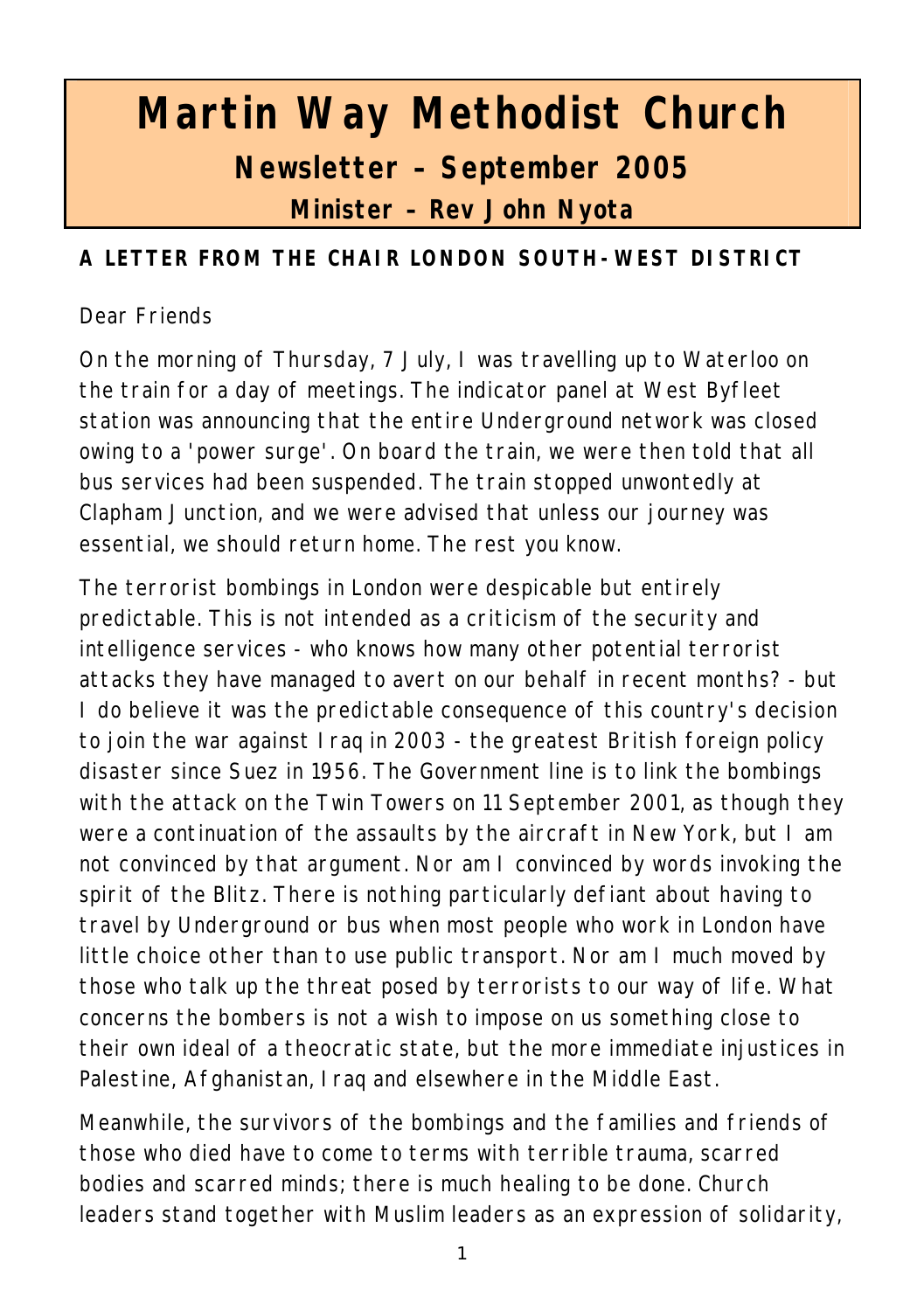# Martin Way Methodist Church

## Newsletter – September 2005

### Minister – Rev John Nyota

**A LETTER FROM THE CHAIR LONDON SOUTH-WEST DISTRICT**

Dear Friends

On the morning of Thursday, 7 July, I was travelling up to Waterloo on the train for a day of meetings. The indicator panel at West Byfleet station was announcing that the entire Underground network was closed owing to a 'power surge'. On board the train, we were then told that all bus services had been suspended. The train stopped unwontedly at Clapham Junction, and we were advised that unless our journey was essential, we should return home. The rest you know.

The terrorist bombings in London were despicable but entirely predictable. This is not intended as a criticism of the security and intelligence services - who knows how many other potential terrorist attacks they have managed to avert on our behalf in recent months? - but I do believe it was the predictable consequence of this country's decision to join the war against Iraq in 2003 - the greatest British foreign policy disaster since Suez in 1956. The Government line is to link the bombings with the attack on the Twin Towers on 11 September 2001, as though they were a continuation of the assaults by the aircraft in New York, but I am not convinced by that argument. Nor am I convinced by words invoking the spirit of the Blitz. There is nothing particularly defiant about having to travel by Underground or bus when most people who work in London have little choice other than to use public transport. Nor am I much moved by those who talk up the threat posed by terrorists to our way of life. What concerns the bombers is not a wish to impose on us something close to their own ideal of a theocratic state, but the more immediate injustices in Palestine, Afghanistan, Iraq and elsewhere in the Middle East.

Meanwhile, the survivors of the bombings and the families and friends of those who died have to come to terms with terrible trauma, scarred bodies and scarred minds; there is much healing to be done. Church leaders stand together with Muslim leaders as an expression of solidarity,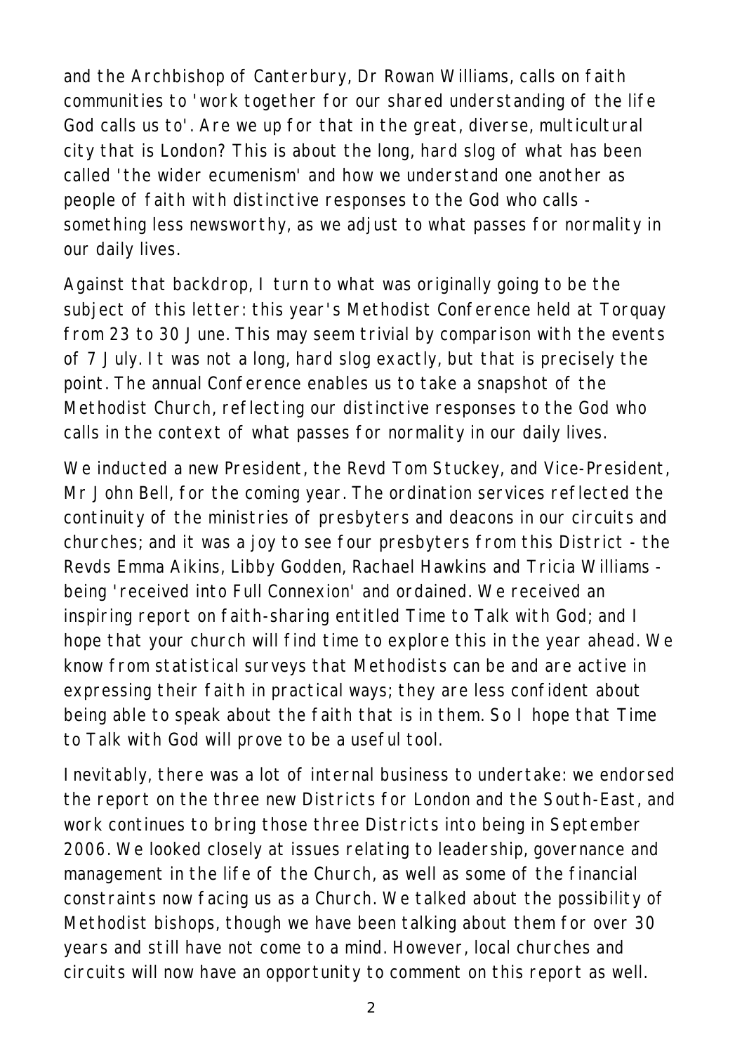and the Archbishop of Canterbury, Dr Rowan Williams, calls on faith communities to 'work together for our shared understanding of the life God calls us to'. Are we up for that in the great, diverse, multicultural city that is London? This is about the long, hard slog of what has been called 'the wider ecumenism' and how we understand one another as people of faith with distinctive responses to the God who calls - something less newsworthy, as we adjust to what passes for normality in our daily lives.

Against that backdrop, I turn to what was originally going to be the subject of this letter: this year's Methodist Conference held at Torquay from 23 to 30 June. This may seem trivial by comparison with the events of 7 July. It was not a long, hard slog exactly, but that is precisely the point. The annual Conference enables us to take a snapshot of the Methodist Church, reflecting our distinctive responses to the God who calls in the context of what passes for normality in our daily lives.

We inducted a new President, the Revd Tom Stuckey, and Vice-President, Mr John Bell, for the coming year. The ordination services reflected the continuity of the ministries of presbyters and deacons in our circuits and churches; and it was a joy to see four presbyters from this District - the Revds Emma Aikins, Libby Godden, Rachael Hawkins and Tricia Williams - being 'received into Full Connexion' and ordained. We received an inspiring report on faith-sharing entitled Time to Talk with God; and I hope that your church will find time to explore this in the year ahead. We know from statistical surveys that Methodists can be and are active in expressing their faith in practical ways; they are less confident about being able to speak about the faith that is in them. So I hope that Time to Talk with God will prove to be a useful tool.

Inevitably, there was a lot of internal business to undertake: we endorsed the report on the three new Districts for London and the South-East, and work continues to bring those three Districts into being in September 2006. We looked closely at issues relating to leadership, governance and management in the life of the Church, as well as some of the financial constraints now facing us as a Church. We talked about the possibility of Methodist bishops, though we have been talking about them for over 30 years and still have not come to a mind. However, local churches and circuits will now have an opportunity to comment on this report as well.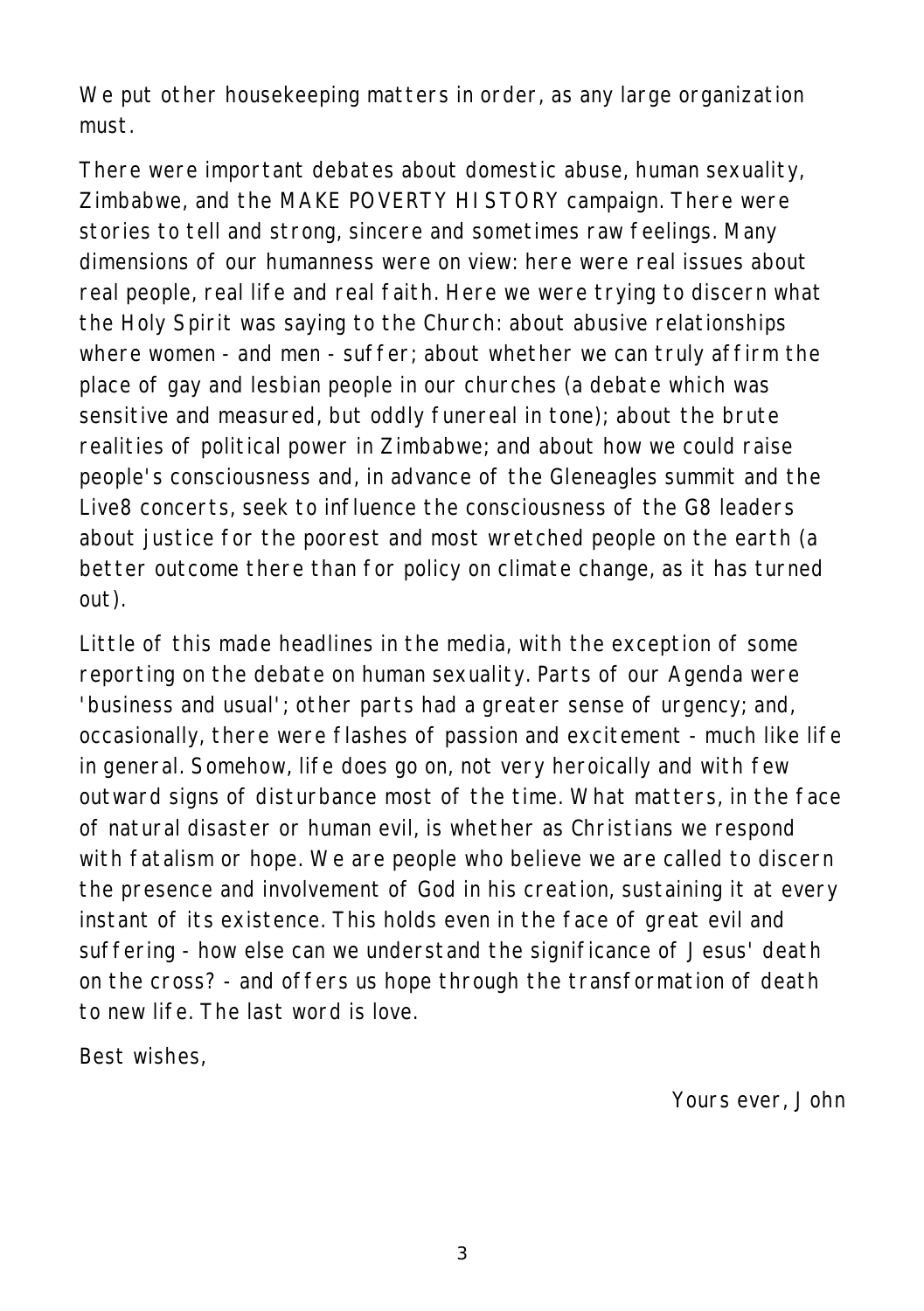We put other housekeeping matters in order, as any large organization must.

There were important debates about domestic abuse, human sexuality, Zimbabwe, and the MAKE POVERTY HISTORY campaign. There were stories to tell and strong, sincere and sometimes raw feelings. Many dimensions of our humanness were on view: here were real issues about real people, real life and real faith. Here we were trying to discern what the Holy Spirit was saying to the Church: about abusive relationships where women - and men - suffer; about whether we can truly affirm the place of gay and lesbian people in our churches (a debate which was sensitive and measured, but oddly funereal in tone); about the brute realities of political power in Zimbabwe; and about how we could raise people's consciousness and, in advance of the Gleneagles summit and the Live8 concerts, seek to influence the consciousness of the G8 leaders about justice for the poorest and most wretched people on the earth (a better outcome there than for policy on climate change, as it has turned out).

Little of this made headlines in the media, with the exception of some reporting on the debate on human sexuality. Parts of our Agenda were 'business and usual'; other parts had a greater sense of urgency; and, occasionally, there were flashes of passion and excitement - much like life in general. Somehow, life does go on, not very heroically and with few outward signs of disturbance most of the time. What matters, in the face of natural disaster or human evil, is whether as Christians we respond with fatalism or hope. We are people who believe we are called to discern the presence and involvement of God in his creation, sustaining it at every instant of its existence. This holds even in the face of great evil and suffering - how else can we understand the significance of Jesus' death on the cross? - and offers us hope through the transformation of death to new life. The last word is love.

Best wishes,

Yours ever, John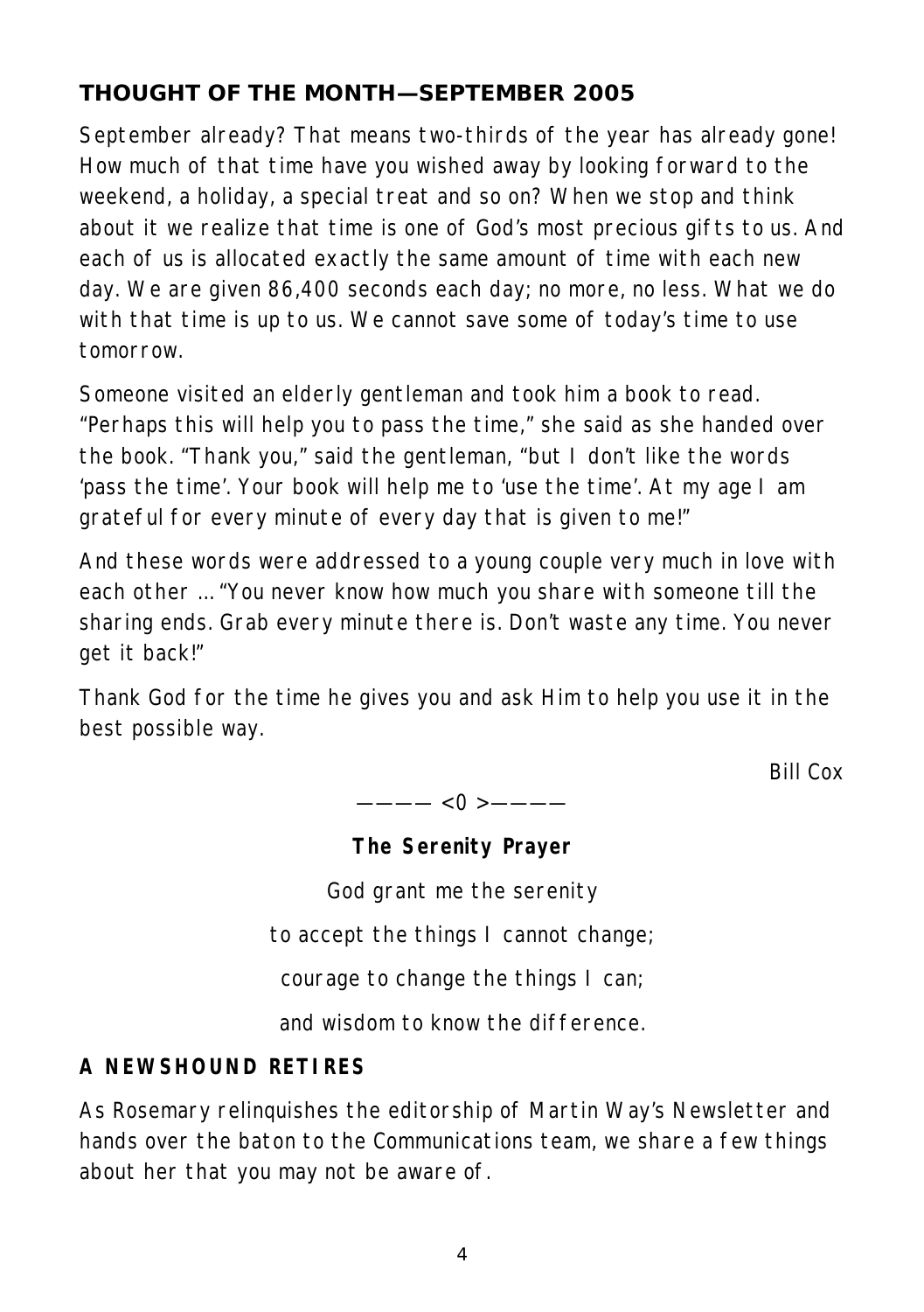## THOUGHT OF THE MONTH—SEPTEMBER 2005

September already? That means two-thirds of the year has already gone! How much of that time have you wished away by looking forward to the weekend, a holiday, a special treat and so on? When we stop and think about it we realize that time is one of God's most precious gifts to us. And each of us is allocated exactly the same amount of time with each new day. We are given 86,400 seconds each day; no more, no less. What we do with that time is up to us. We cannot save some of today's time to use tomorrow.

Someone visited an elderly gentleman and took him a book to read. "Perhaps this will help you to pass the time," she said as she handed over the book. "Thank you," said the gentleman, "but I don't like the words 'pass the time'. Your book will help me to 'use the time'. At my age I am grateful for every minute of every day that is given to me!"

And these words were addressed to a young couple very much in love with each other … "You never know how much you share with someone till the sharing ends. Grab every minute there is. Don't waste any time. You never get it back!"

Thank God for the time he gives you and ask Him to help you use it in the best possible way.

Bill Cox

———— <0 >————

**The Serenity Prayer**

God grant me the serenity

to accept the things I cannot change;

courage to change the things I can;

and wisdom to know the difference.

### A NEWSHOUND RETIRES

As Rosemary relinquishes the editorship of Martin Way's Newsletter and hands over the baton to the Communications team, we share a few things about her that you may not be aware of.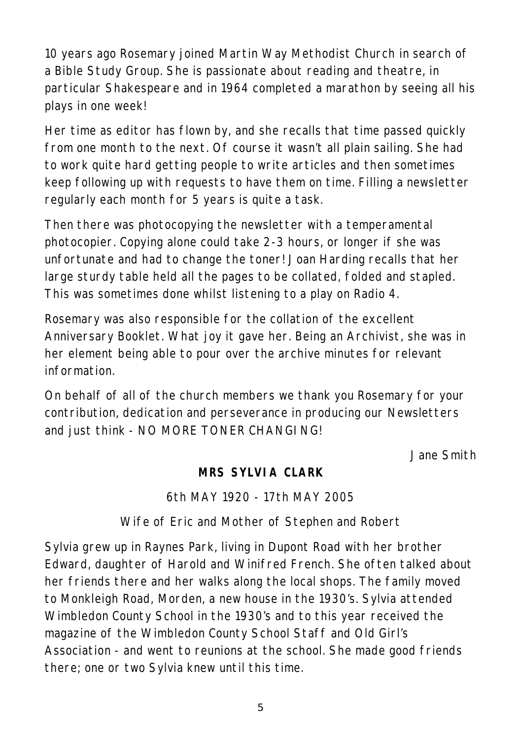10 years ago Rosemary joined Martin Way Methodist Church in search of a Bible Study Group. She is passionate about reading and theatre, in particular Shakespeare and in 1964 completed a marathon by seeing all his plays in one week!

Her time as editor has flown by, and she recalls that time passed quickly from one month to the next. Of course it wasn't all plain sailing. She had to work quite hard getting people to write articles and then sometimes keep following up with requests to have them on time. Filling a newsletter regularly each month for 5 years is quite a task.

Then there was photocopying the newsletter with a temperamental photocopier. Copying alone could take 2-3 hours, or longer if she was unfortunate and had to change the toner! Joan Harding recalls that her large sturdy table held all the pages to be collated, folded and stapled. This was sometimes done whilst listening to a play on Radio 4.

Rosemary was also responsible for the collation of the excellent Anniversary Booklet. What joy it gave her. Being an Archivist, she was in her element being able to pour over the archive minutes for relevant information.

On behalf of all of the church members we thank you Rosemary for your contribution, dedication and perseverance in producing our Newsletters and just think - NO MORE TONER CHANGING!

*Jane Smith*

## MRS SYLVIA CLARK

6th MAY 1920 - 17th MAY 2005

Wife of Eric and Mother of Stephen and Robert

Sylvia grew up in Raynes Park, living in Dupont Road with her brother Edward, daughter of Harold and Winifred French. She often talked about her friends there and her walks along the local shops. The family moved to Monkleigh Road, Morden, a new house in the 1930's. Sylvia attended Wimbledon County School in the 1930's and to this year received the magazine of the Wimbledon County School Staff and Old Girl's Association - and went to reunions at the school. She made good friends there; one or two Sylvia knew until this time.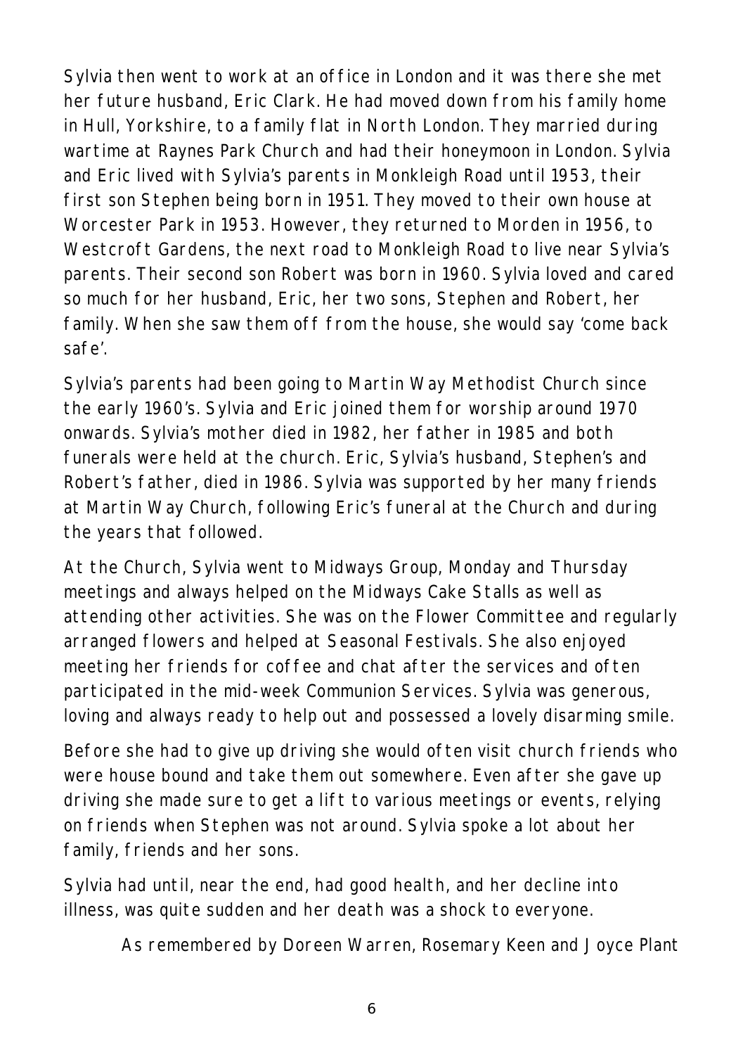Sylvia then went to work at an office in London and it was there she met her future husband, Eric Clark. He had moved down from his family home in Hull, Yorkshire, to a family flat in North London. They married during wartime at Raynes Park Church and had their honeymoon in London. Sylvia and Eric lived with Sylvia's parents in Monkleigh Road until 1953, their first son Stephen being born in 1951. They moved to their own house at Worcester Park in 1953. However, they returned to Morden in 1956, to Westcroft Gardens, the next road to Monkleigh Road to live near Sylvia's parents. Their second son Robert was born in 1960. Sylvia loved and cared so much for her husband, Eric, her two sons, Stephen and Robert, her family. When she saw them off from the house, she would say 'come back safe'.

Sylvia's parents had been going to Martin Way Methodist Church since the early 1960's. Sylvia and Eric joined them for worship around 1970 onwards. Sylvia's mother died in 1982, her father in 1985 and both funerals were held at the church. Eric, Sylvia's husband, Stephen's and Robert's father, died in 1986. Sylvia was supported by her many friends at Martin Way Church, following Eric's funeral at the Church and during the years that followed.

At the Church, Sylvia went to Midways Group, Monday and Thursday meetings and always helped on the Midways Cake Stalls as well as attending other activities. She was on the Flower Committee and regularly arranged flowers and helped at Seasonal Festivals. She also enjoyed meeting her friends for coffee and chat after the services and often participated in the mid-week Communion Services. Sylvia was generous, loving and always ready to help out and possessed a lovely disarming smile.

Before she had to give up driving she would often visit church friends who were house bound and take them out somewhere. Even after she gave up driving she made sure to get a lift to various meetings or events, relying on friends when Stephen was not around. Sylvia spoke a lot about her family, friends and her sons.

Sylvia had until, near the end, had good health, and her decline into illness, was quite sudden and her death was a shock to everyone.

As remembered by Doreen Warren, Rosemary Keen and Joyce Plant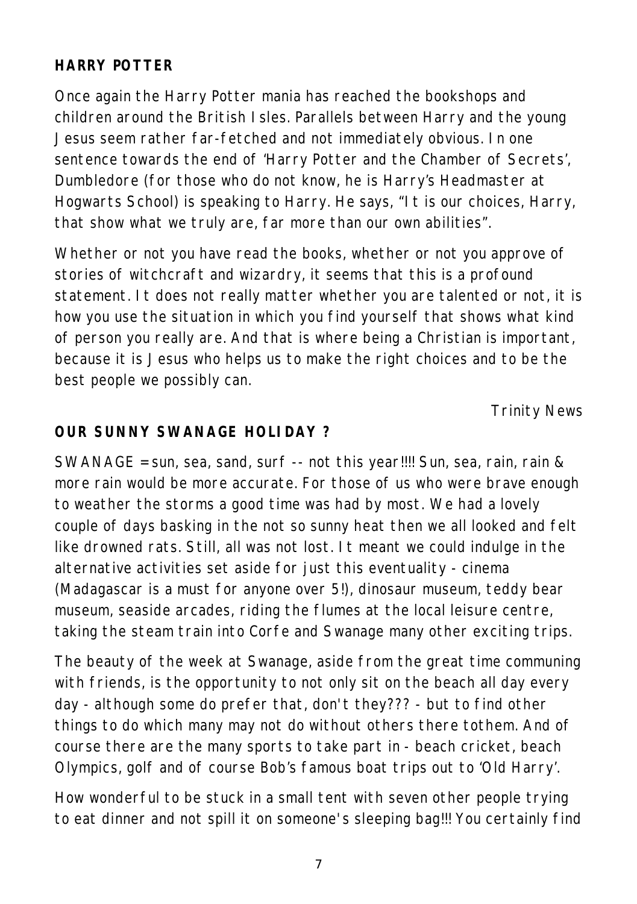## HARRY POTTER

Once again the Harry Potter mania has reached the bookshops and children around the British Isles. Parallels between Harry and the young Jesus seem rather far-fetched and not immediately obvious. In one sentence towards the end of 'Harry Potter and the Chamber of Secrets', Dumbledore (for those who do not know, he is Harry's Headmaster at Hogwarts School) is speaking to Harry. He says, "It is our choices, Harry, that show what we truly are, far more than our own abilities".

Whether or not you have read the books, whether or not you approve of stories of witchcraft and wizardry, it seems that this is a profound statement. It does not really matter whether you are talented or not, it is how you use the situation in which you find yourself that shows what kind of person you really are. And that is where being a Christian is important, because it is Jesus who helps us to make the right choices and to be the best people we possibly can.

*Trinity News*

## OUR SUNNY SWANAGE HOLIDAY ?

SWANAGE = sun, sea, sand, surf -- not this year!!!! Sun, sea, rain, rain & more rain would be more accurate. For those of us who were brave enough to weather the storms a good time was had by most. We had a lovely couple of days basking in the not so sunny heat then we all looked and felt like drowned rats. Still, all was not lost. It meant we could indulge in the alternative activities set aside for just this eventuality - cinema (Madagascar is a must for anyone over 5!), dinosaur museum, teddy bear museum, seaside arcades, riding the flumes at the local leisure centre, taking the steam train into Corfe and Swanage many other exciting trips.

The beauty of the week at Swanage, aside from the great time communing with friends, is the opportunity to not only sit on the beach all day every day - although some do prefer that, don't they??? - but to find other things to do which many may not do without others there tothem. And of course there are the many sports to take part in - beach cricket, beach Olympics, golf and of course Bob's famous boat trips out to 'Old Harry'.

How wonderful to be stuck in a small tent with seven other people trying to eat dinner and not spill it on someone's sleeping bag!!! You certainly find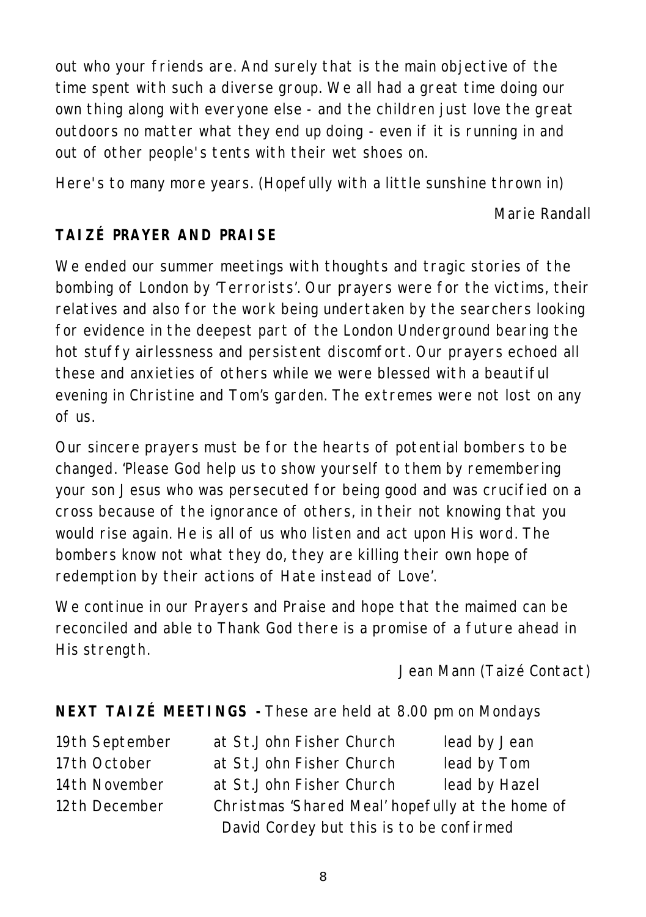out who your friends are. And surely that is the main objective of the time spent with such a diverse group. We all had a great time doing our own thing along with everyone else - and the children just love the great outdoors no matter what they end up doing - even if it is running in and out of other people's tents with their wet shoes on.

Here's to many more years. (Hopefully with a little sunshine thrown in)

Marie Randall

**TAIZÉ PRAYER AND PRAISE**

We ended our summer meetings with thoughts and tragic stories of the bombing of London by 'Terrorists'. Our prayers were for the victims, their relatives and also for the work being undertaken by the searchers looking for evidence in the deepest part of the London Underground bearing the hot stuffy airlessness and persistent discomfort. Our prayers echoed all these and anxieties of others while we were blessed with a beautiful evening in Christine and Tom's garden. The extremes were not lost on any of us.

Our sincere prayers must be for the hearts of potential bombers to be changed. 'Please God help us to show yourself to them by remembering your son Jesus who was persecuted for being good and was crucified on a cross because of the ignorance of others, in their not knowing that you would rise again. He is all of us who listen and act upon His word. The bombers know not what they do, they are killing their own hope of redemption by their actions of Hate instead of Love'.

We continue in our Prayers and Praise and hope that the maimed can be reconciled and able to Thank God there is a promise of a future ahead in His strength.

Jean Mann (Taizé Contact)

**NEXT TAIZÉ MEETINGS -** These are held at 8.00 pm on Mondays

| | | |
|---|---|---|
| 19th September | at St.John Fisher Church | lead by Jean |
| 17th October | at St.John Fisher Church | lead by Tom |
| 14th November | at St.John Fisher Church | lead by Hazel |
| 12th December | Christmas 'Shared Meal' hopefully at the home of David Cordey but this is to be confirmed | |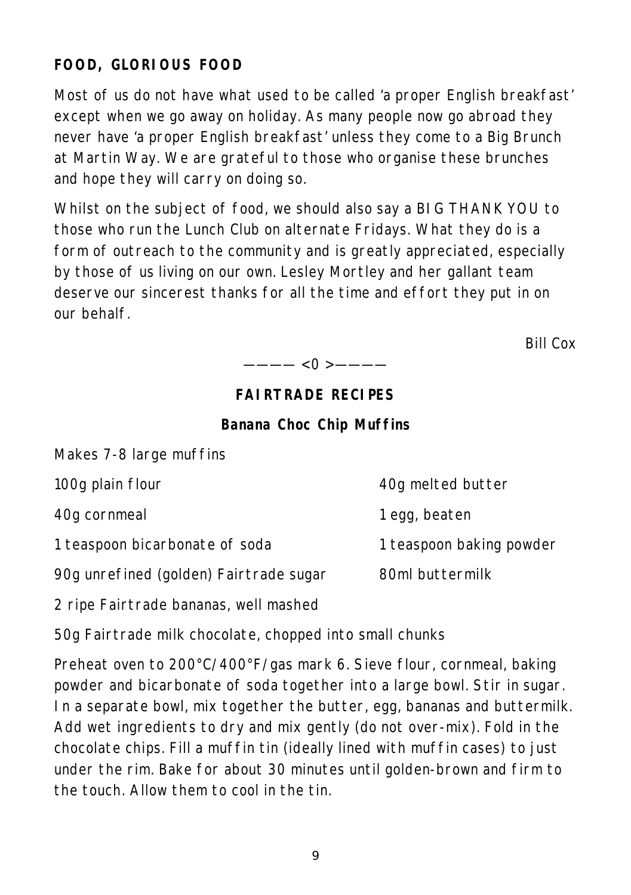## FOOD, GLORIOUS FOOD

Most of us do not have what used to be called 'a proper English breakfast' except when we go away on holiday. As many people now go abroad they never have 'a proper English breakfast' unless they come to a Big Brunch at Martin Way. We are grateful to those who organise these brunches and hope they will carry on doing so.

Whilst on the subject of food, we should also say a BIG THANK YOU to those who run the Lunch Club on alternate Fridays. What they do is a form of outreach to the community and is greatly appreciated, especially by those of us living on our own. Lesley Mortley and her gallant team deserve our sincerest thanks for all the time and effort they put in on our behalf.

Bill Cox

———— <0 >————

## FAIRTRADE RECIPES

### Banana Choc Chip Muffins

Makes 7-8 large muffins

- 100g plain flour
- 40g cornmeal
- 1 teaspoon bicarbonate of soda
- 90g unrefined (golden) Fairtrade sugar
- 40g melted butter
- 1 egg, beaten
- 1 teaspoon baking powder
- 80ml buttermilk
- 2 ripe Fairtrade bananas, well mashed
- 50g Fairtrade milk chocolate, chopped into small chunks

Preheat oven to 200°C/400°F/gas mark 6. Sieve flour, cornmeal, baking powder and bicarbonate of soda together into a large bowl. Stir in sugar. In a separate bowl, mix together the butter, egg, bananas and buttermilk. Add wet ingredients to dry and mix gently (do not over-mix). Fold in the chocolate chips. Fill a muffin tin (ideally lined with muffin cases) to just under the rim. Bake for about 30 minutes until golden-brown and firm to the touch. Allow them to cool in the tin.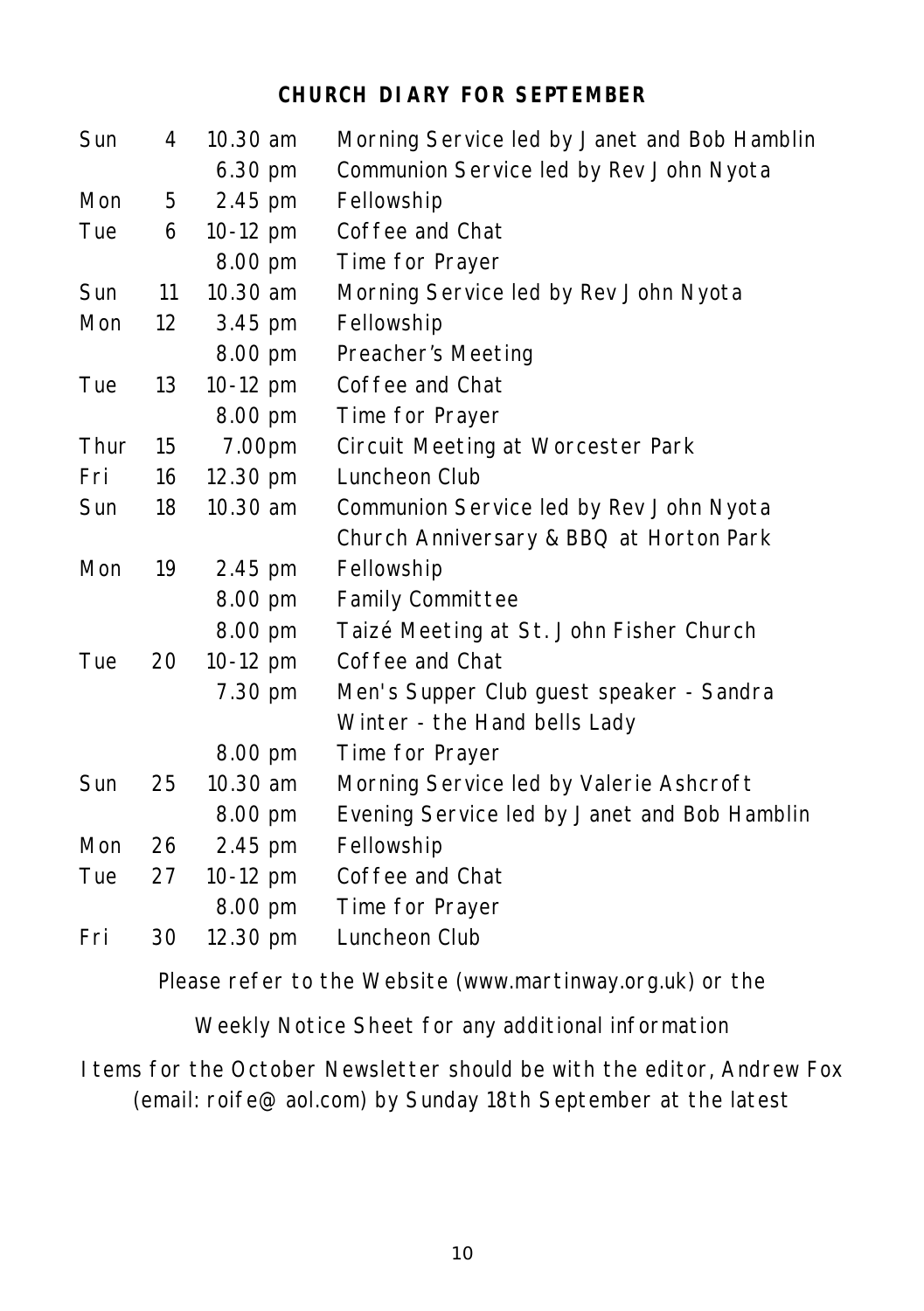## CHURCH DIARY FOR SEPTEMBER

| | | | |
|---|---|---|---|
| Sun | 4 | 10.30 am | Morning Service led by Janet and Bob Hamblin |
| | | 6.30 pm | Communion Service led by Rev John Nyota |
| Mon | 5 | 2.45 pm | Fellowship |
| Tue | 6 | 10-12 pm | Coffee and Chat |
| | | 8.00 pm | Time for Prayer |
| Sun | 11 | 10.30 am | Morning Service led by Rev John Nyota |
| Mon | 12 | 3.45 pm | Fellowship |
| | | 8.00 pm | Preacher's Meeting |
| Tue | 13 | 10-12 pm | Coffee and Chat |
| | | 8.00 pm | Time for Prayer |
| Thur | 15 | 7.00pm | Circuit Meeting at Worcester Park |
| Fri | 16 | 12.30 pm | Luncheon Club |
| Sun | 18 | 10.30 am | Communion Service led by Rev John Nyota<br>Church Anniversary & BBQ at Horton Park |
| Mon | 19 | 2.45 pm | Fellowship |
| | | 8.00 pm | Family Committee |
| | | 8.00 pm | Taizé Meeting at St. John Fisher Church |
| Tue | 20 | 10-12 pm | Coffee and Chat |
| | | 7.30 pm | Men's Supper Club guest speaker - Sandra Winter - the Hand bells Lady |
| | | 8.00 pm | Time for Prayer |
| Sun | 25 | 10.30 am | Morning Service led by Valerie Ashcroft |
| | | 8.00 pm | Evening Service led by Janet and Bob Hamblin |
| Mon | 26 | 2.45 pm | Fellowship |
| Tue | 27 | 10-12 pm | Coffee and Chat |
| | | 8.00 pm | Time for Prayer |
| Fri | 30 | 12.30 pm | Luncheon Club |

Please refer to the Website (www.martinway.org.uk) or the

Weekly Notice Sheet for any additional information

Items for the October Newsletter should be with the editor, Andrew Fox (email: roife@aol.com) by Sunday 18th September at the latest